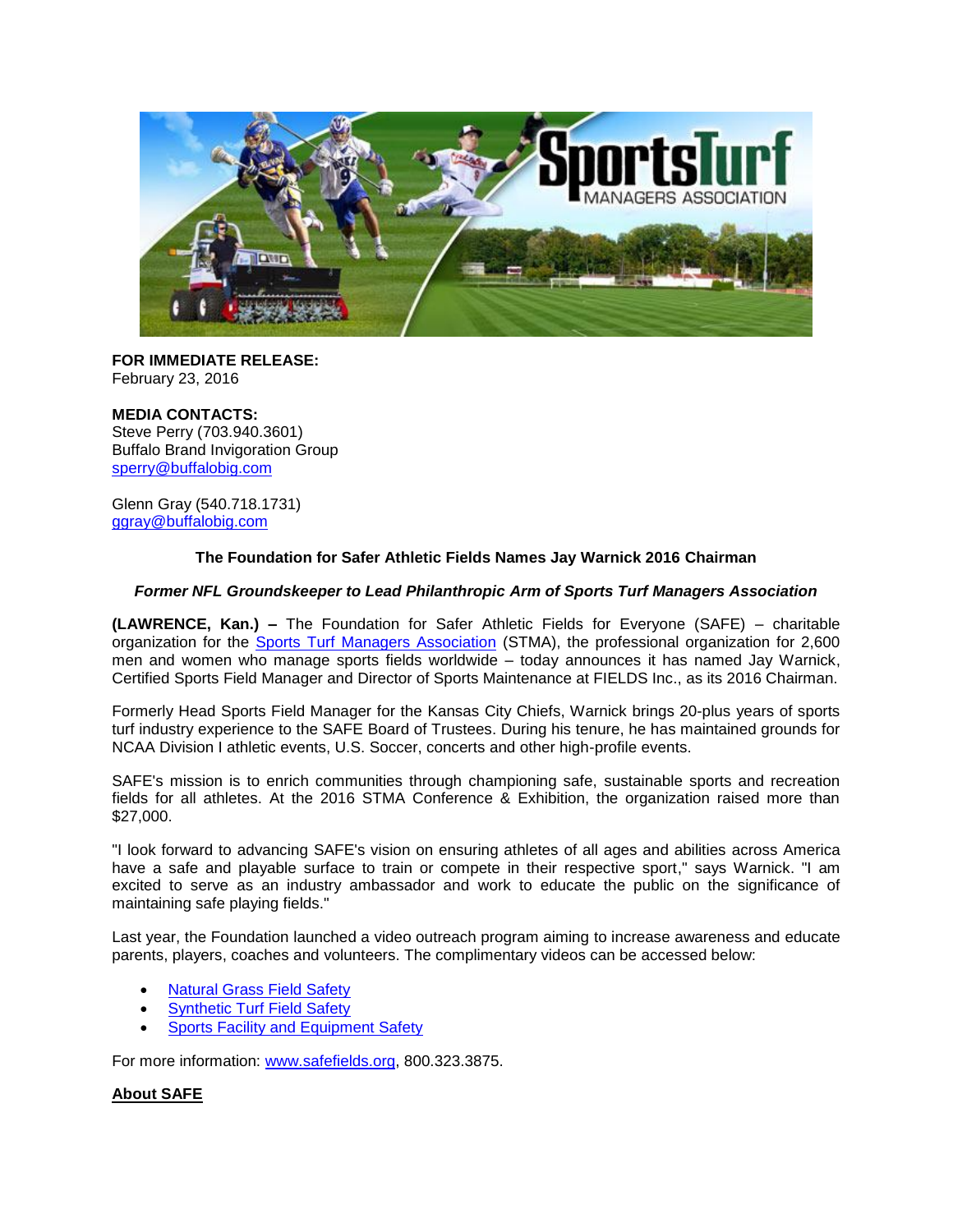**FOR IMMEDIATE RELEASE:**
February 23, 2016

**MEDIA CONTACTS:**
Steve Perry (703.940.3601)
Buffalo Brand Invigoration Group
sperry@buffalobig.com

Glenn Gray (540.718.1731)
ggray@buffalobig.com

**The Foundation for Safer Athletic Fields Names Jay Warnick 2016 Chairman**

***Former NFL Groundskeeper to Lead Philanthropic Arm of Sports Turf Managers Association***

**(LAWRENCE, Kan.) –** The Foundation for Safer Athletic Fields for Everyone (SAFE) – charitable organization for the Sports Turf Managers Association (STMA), the professional organization for 2,600 men and women who manage sports fields worldwide – today announces it has named Jay Warnick, Certified Sports Field Manager and Director of Sports Maintenance at FIELDS Inc., as its 2016 Chairman.

Formerly Head Sports Field Manager for the Kansas City Chiefs, Warnick brings 20-plus years of sports turf industry experience to the SAFE Board of Trustees. During his tenure, he has maintained grounds for NCAA Division I athletic events, U.S. Soccer, concerts and other high-profile events.

SAFE's mission is to enrich communities through championing safe, sustainable sports and recreation fields for all athletes. At the 2016 STMA Conference & Exhibition, the organization raised more than $27,000.

"I look forward to advancing SAFE's vision on ensuring athletes of all ages and abilities across America have a safe and playable surface to train or compete in their respective sport," says Warnick. "I am excited to serve as an industry ambassador and work to educate the public on the significance of maintaining safe playing fields."

Last year, the Foundation launched a video outreach program aiming to increase awareness and educate parents, players, coaches and volunteers. The complimentary videos can be accessed below:

- Natural Grass Field Safety
- Synthetic Turf Field Safety
- Sports Facility and Equipment Safety

For more information: www.safefields.org, 800.323.3875.

**About SAFE**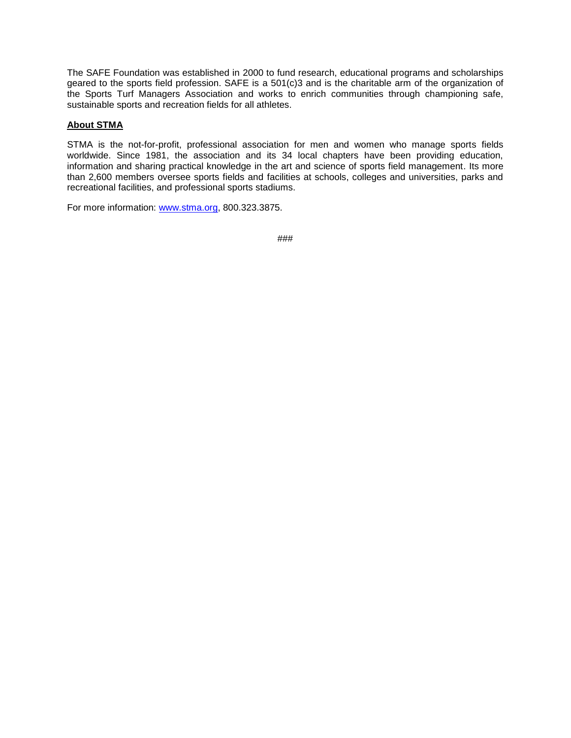The SAFE Foundation was established in 2000 to fund research, educational programs and scholarships geared to the sports field profession. SAFE is a 501(c)3 and is the charitable arm of the organization of the Sports Turf Managers Association and works to enrich communities through championing safe, sustainable sports and recreation fields for all athletes.

**About STMA**

STMA is the not-for-profit, professional association for men and women who manage sports fields worldwide. Since 1981, the association and its 34 local chapters have been providing education, information and sharing practical knowledge in the art and science of sports field management. Its more than 2,600 members oversee sports fields and facilities at schools, colleges and universities, parks and recreational facilities, and professional sports stadiums.

For more information: [www.stma.org](http://www.stma.org), 800.323.3875.

###